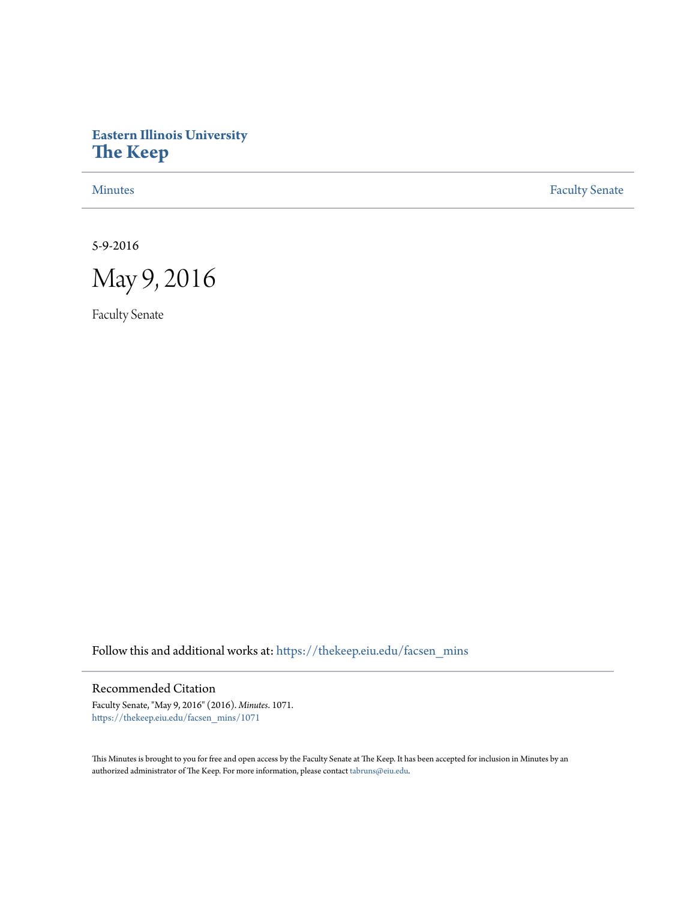Eastern Illinois University
# The Keep

Minutes | Faculty Senate

5-9-2016

# May 9, 2016

Faculty Senate

Follow this and additional works at: https://thekeep.eiu.edu/facsen_mins

## Recommended Citation

Faculty Senate, "May 9, 2016" (2016). *Minutes*. 1071.
https://thekeep.eiu.edu/facsen_mins/1071

This Minutes is brought to you for free and open access by the Faculty Senate at The Keep. It has been accepted for inclusion in Minutes by an authorized administrator of The Keep. For more information, please contact tabruns@eiu.edu.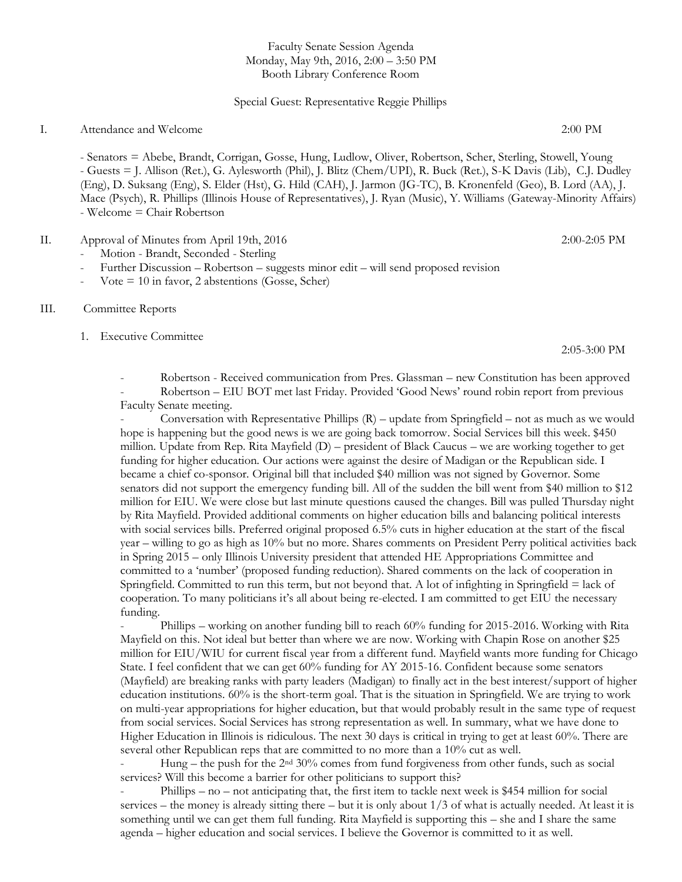Faculty Senate Session Agenda
Monday, May 9th, 2016, 2:00 – 3:50 PM
Booth Library Conference Room

Special Guest: Representative Reggie Phillips

I. Attendance and Welcome 2:00 PM

- Senators = Abebe, Brandt, Corrigan, Gosse, Hung, Ludlow, Oliver, Robertson, Scher, Sterling, Stowell, Young
- Guests = J. Allison (Ret.), G. Aylesworth (Phil), J. Blitz (Chem/UPI), R. Buck (Ret.), S-K Davis (Lib), C.J. Dudley (Eng), D. Suksang (Eng), S. Elder (Hst), G. Hild (CAH), J. Jarmon (JG-TC), B. Kronenfeld (Geo), B. Lord (AA), J. Mace (Psych), R. Phillips (Illinois House of Representatives), J. Ryan (Music), Y. Williams (Gateway-Minority Affairs)
- Welcome = Chair Robertson

II. Approval of Minutes from April 19th, 2016 2:00-2:05 PM

- Motion - Brandt, Seconded - Sterling
- Further Discussion – Robertson – suggests minor edit – will send proposed revision
- Vote = 10 in favor, 2 abstentions (Gosse, Scher)

III. Committee Reports

1. Executive Committee 2:05-3:00 PM

- Robertson - Received communication from Pres. Glassman – new Constitution has been approved
- Robertson – EIU BOT met last Friday. Provided 'Good News' round robin report from previous Faculty Senate meeting.
- Conversation with Representative Phillips (R) – update from Springfield – not as much as we would hope is happening but the good news is we are going back tomorrow. Social Services bill this week. $450 million. Update from Rep. Rita Mayfield (D) – president of Black Caucus – we are working together to get funding for higher education. Our actions were against the desire of Madigan or the Republican side. I became a chief co-sponsor. Original bill that included $40 million was not signed by Governor. Some senators did not support the emergency funding bill. All of the sudden the bill went from $40 million to $12 million for EIU. We were close but last minute questions caused the changes. Bill was pulled Thursday night by Rita Mayfield. Provided additional comments on higher education bills and balancing political interests with social services bills. Preferred original proposed 6.5% cuts in higher education at the start of the fiscal year – willing to go as high as 10% but no more. Shares comments on President Perry political activities back in Spring 2015 – only Illinois University president that attended HE Appropriations Committee and committed to a 'number' (proposed funding reduction). Shared comments on the lack of cooperation in Springfield. Committed to run this term, but not beyond that. A lot of infighting in Springfield = lack of cooperation. To many politicians it's all about being re-elected. I am committed to get EIU the necessary funding.
- Phillips – working on another funding bill to reach 60% funding for 2015-2016. Working with Rita Mayfield on this. Not ideal but better than where we are now. Working with Chapin Rose on another $25 million for EIU/WIU for current fiscal year from a different fund. Mayfield wants more funding for Chicago State. I feel confident that we can get 60% funding for AY 2015-16. Confident because some senators (Mayfield) are breaking ranks with party leaders (Madigan) to finally act in the best interest/support of higher education institutions. 60% is the short-term goal. That is the situation in Springfield. We are trying to work on multi-year appropriations for higher education, but that would probably result in the same type of request from social services. Social Services has strong representation as well. In summary, what we have done to Higher Education in Illinois is ridiculous. The next 30 days is critical in trying to get at least 60%. There are several other Republican reps that are committed to no more than a 10% cut as well.
- Hung – the push for the 2nd 30% comes from fund forgiveness from other funds, such as social services? Will this become a barrier for other politicians to support this?
- Phillips – no – not anticipating that, the first item to tackle next week is $454 million for social services – the money is already sitting there – but it is only about 1/3 of what is actually needed. At least it is something until we can get them full funding. Rita Mayfield is supporting this – she and I share the same agenda – higher education and social services. I believe the Governor is committed to it as well.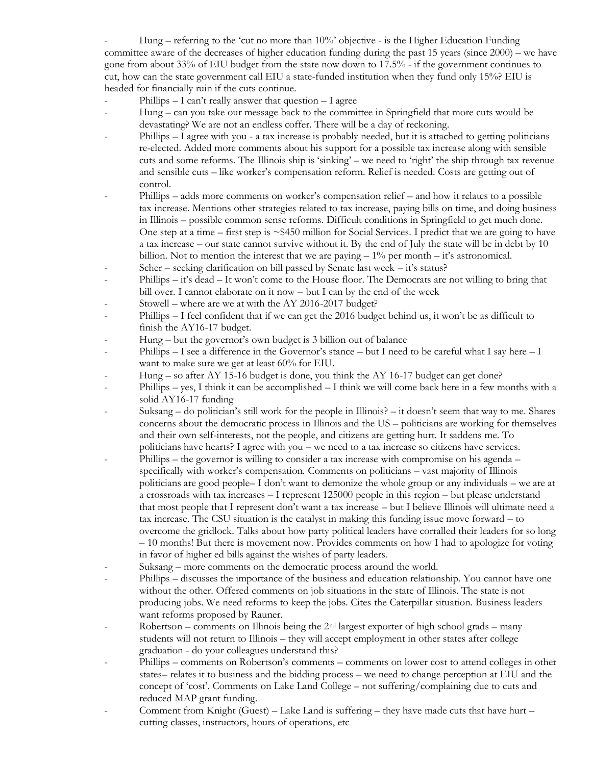- Hung – referring to the 'cut no more than 10%' objective - is the Higher Education Funding committee aware of the decreases of higher education funding during the past 15 years (since 2000) – we have gone from about 33% of EIU budget from the state now down to 17.5% - if the government continues to cut, how can the state government call EIU a state-funded institution when they fund only 15%? EIU is headed for financially ruin if the cuts continue.
- Phillips – I can't really answer that question – I agree
- Hung – can you take our message back to the committee in Springfield that more cuts would be devastating? We are not an endless coffer. There will be a day of reckoning.
- Phillips – I agree with you - a tax increase is probably needed, but it is attached to getting politicians re-elected. Added more comments about his support for a possible tax increase along with sensible cuts and some reforms. The Illinois ship is 'sinking' – we need to 'right' the ship through tax revenue and sensible cuts – like worker's compensation reform. Relief is needed. Costs are getting out of control.
- Phillips – adds more comments on worker's compensation relief – and how it relates to a possible tax increase. Mentions other strategies related to tax increase, paying bills on time, and doing business in Illinois – possible common sense reforms. Difficult conditions in Springfield to get much done. One step at a time – first step is ~$450 million for Social Services. I predict that we are going to have a tax increase – our state cannot survive without it. By the end of July the state will be in debt by 10 billion. Not to mention the interest that we are paying – 1% per month – it's astronomical.
- Scher – seeking clarification on bill passed by Senate last week – it's status?
- Phillips – it's dead – It won't come to the House floor. The Democrats are not willing to bring that bill over. I cannot elaborate on it now – but I can by the end of the week
- Stowell – where are we at with the AY 2016-2017 budget?
- Phillips – I feel confident that if we can get the 2016 budget behind us, it won't be as difficult to finish the AY16-17 budget.
- Hung – but the governor's own budget is 3 billion out of balance
- Phillips – I see a difference in the Governor's stance – but I need to be careful what I say here – I want to make sure we get at least 60% for EIU.
- Hung – so after AY 15-16 budget is done, you think the AY 16-17 budget can get done?
- Phillips – yes, I think it can be accomplished – I think we will come back here in a few months with a solid AY16-17 funding
- Suksang – do politician's still work for the people in Illinois? – it doesn't seem that way to me. Shares concerns about the democratic process in Illinois and the US – politicians are working for themselves and their own self-interests, not the people, and citizens are getting hurt. It saddens me. To politicians have hearts? I agree with you – we need to a tax increase so citizens have services.
- Phillips – the governor is willing to consider a tax increase with compromise on his agenda – specifically with worker's compensation. Comments on politicians – vast majority of Illinois politicians are good people– I don't want to demonize the whole group or any individuals – we are at a crossroads with tax increases – I represent 125000 people in this region – but please understand that most people that I represent don't want a tax increase – but I believe Illinois will ultimate need a tax increase. The CSU situation is the catalyst in making this funding issue move forward – to overcome the gridlock. Talks about how party political leaders have corralled their leaders for so long – 10 months! But there is movement now. Provides comments on how I had to apologize for voting in favor of higher ed bills against the wishes of party leaders.
- Suksang – more comments on the democratic process around the world.
- Phillips – discusses the importance of the business and education relationship. You cannot have one without the other. Offered comments on job situations in the state of Illinois. The state is not producing jobs. We need reforms to keep the jobs. Cites the Caterpillar situation. Business leaders want reforms proposed by Rauner.
- Robertson – comments on Illinois being the 2nd largest exporter of high school grads – many students will not return to Illinois – they will accept employment in other states after college graduation - do your colleagues understand this?
- Phillips – comments on Robertson's comments – comments on lower cost to attend colleges in other states– relates it to business and the bidding process – we need to change perception at EIU and the concept of 'cost'. Comments on Lake Land College – not suffering/complaining due to cuts and reduced MAP grant funding.
- Comment from Knight (Guest) – Lake Land is suffering – they have made cuts that have hurt – cutting classes, instructors, hours of operations, etc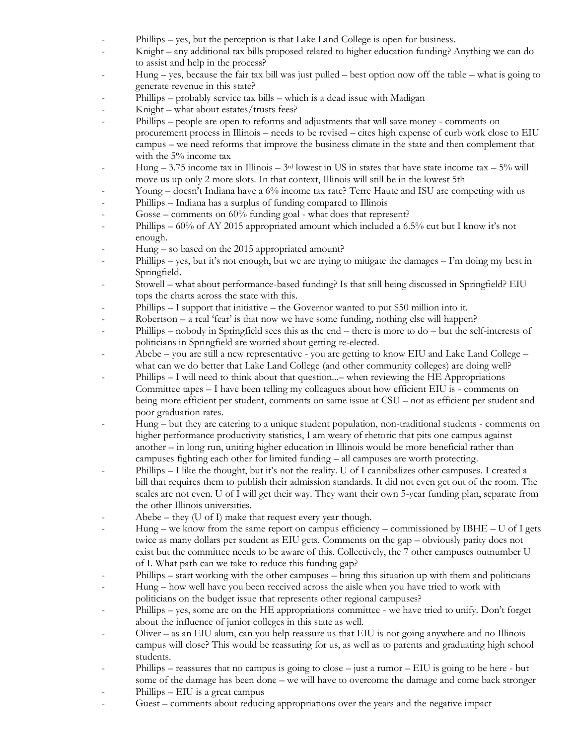- Phillips – yes, but the perception is that Lake Land College is open for business.
- Knight – any additional tax bills proposed related to higher education funding? Anything we can do to assist and help in the process?
- Hung – yes, because the fair tax bill was just pulled – best option now off the table – what is going to generate revenue in this state?
- Phillips – probably service tax bills – which is a dead issue with Madigan
- Knight – what about estates/trusts fees?
- Phillips – people are open to reforms and adjustments that will save money - comments on procurement process in Illinois – needs to be revised – cites high expense of curb work close to EIU campus – we need reforms that improve the business climate in the state and then complement that with the 5% income tax
- Hung – 3.75 income tax in Illinois – 3rd lowest in US in states that have state income tax – 5% will move us up only 2 more slots. In that context, Illinois will still be in the lowest 5th
- Young – doesn't Indiana have a 6% income tax rate? Terre Haute and ISU are competing with us
- Phillips – Indiana has a surplus of funding compared to Illinois
- Gosse – comments on 60% funding goal - what does that represent?
- Phillips – 60% of AY 2015 appropriated amount which included a 6.5% cut but I know it's not enough.
- Hung – so based on the 2015 appropriated amount?
- Phillips – yes, but it's not enough, but we are trying to mitigate the damages – I'm doing my best in Springfield.
- Stowell – what about performance-based funding? Is that still being discussed in Springfield? EIU tops the charts across the state with this.
- Phillips – I support that initiative – the Governor wanted to put $50 million into it.
- Robertson – a real 'fear' is that now we have some funding, nothing else will happen?
- Phillips – nobody in Springfield sees this as the end – there is more to do – but the self-interests of politicians in Springfield are worried about getting re-elected.
- Abebe – you are still a new representative - you are getting to know EIU and Lake Land College – what can we do better that Lake Land College (and other community colleges) are doing well?
- Phillips – I will need to think about that question...– when reviewing the HE Appropriations Committee tapes – I have been telling my colleagues about how efficient EIU is - comments on being more efficient per student, comments on same issue at CSU – not as efficient per student and poor graduation rates.
- Hung – but they are catering to a unique student population, non-traditional students - comments on higher performance productivity statistics, I am weary of rhetoric that pits one campus against another – in long run, uniting higher education in Illinois would be more beneficial rather than campuses fighting each other for limited funding – all campuses are worth protecting.
- Phillips – I like the thought, but it's not the reality. U of I cannibalizes other campuses. I created a bill that requires them to publish their admission standards. It did not even get out of the room. The scales are not even. U of I will get their way. They want their own 5-year funding plan, separate from the other Illinois universities.
- Abebe – they (U of I) make that request every year though.
- Hung – we know from the same report on campus efficiency – commissioned by IBHE – U of I gets twice as many dollars per student as EIU gets. Comments on the gap – obviously parity does not exist but the committee needs to be aware of this. Collectively, the 7 other campuses outnumber U of I. What path can we take to reduce this funding gap?
- Phillips – start working with the other campuses – bring this situation up with them and politicians
- Hung – how well have you been received across the aisle when you have tried to work with politicians on the budget issue that represents other regional campuses?
- Phillips – yes, some are on the HE appropriations committee - we have tried to unify. Don't forget about the influence of junior colleges in this state as well.
- Oliver – as an EIU alum, can you help reassure us that EIU is not going anywhere and no Illinois campus will close? This would be reassuring for us, as well as to parents and graduating high school students.
- Phillips – reassures that no campus is going to close – just a rumor – EIU is going to be here - but some of the damage has been done – we will have to overcome the damage and come back stronger
- Phillips – EIU is a great campus
- Guest – comments about reducing appropriations over the years and the negative impact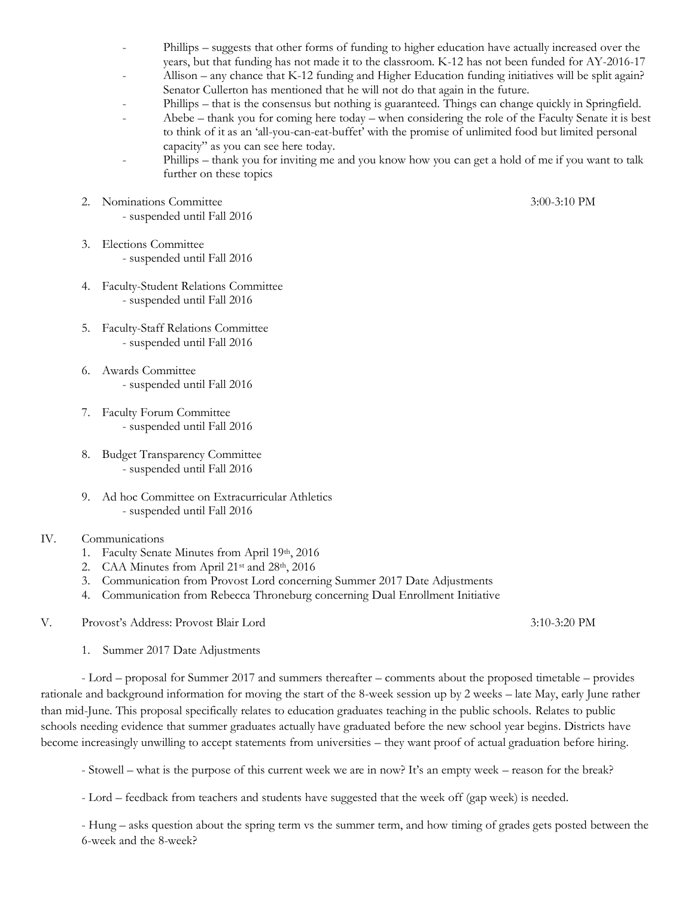- Phillips – suggests that other forms of funding to higher education have actually increased over the years, but that funding has not made it to the classroom. K-12 has not been funded for AY-2016-17
- Allison – any chance that K-12 funding and Higher Education funding initiatives will be split again? Senator Cullerton has mentioned that he will not do that again in the future.
- Phillips – that is the consensus but nothing is guaranteed. Things can change quickly in Springfield.
- Abebe – thank you for coming here today – when considering the role of the Faculty Senate it is best to think of it as an 'all-you-can-eat-buffet' with the promise of unlimited food but limited personal capacity" as you can see here today.
- Phillips – thank you for inviting me and you know how you can get a hold of me if you want to talk further on these topics

2. Nominations Committee 3:00-3:10 PM
   - suspended until Fall 2016

3. Elections Committee
   - suspended until Fall 2016

4. Faculty-Student Relations Committee
   - suspended until Fall 2016

5. Faculty-Staff Relations Committee
   - suspended until Fall 2016

6. Awards Committee
   - suspended until Fall 2016

7. Faculty Forum Committee
   - suspended until Fall 2016

8. Budget Transparency Committee
   - suspended until Fall 2016

9. Ad hoc Committee on Extracurricular Athletics
   - suspended until Fall 2016

IV. Communications
1. Faculty Senate Minutes from April 19th, 2016
2. CAA Minutes from April 21st and 28th, 2016
3. Communication from Provost Lord concerning Summer 2017 Date Adjustments
4. Communication from Rebecca Throneburg concerning Dual Enrollment Initiative

V. Provost's Address: Provost Blair Lord 3:10-3:20 PM

1. Summer 2017 Date Adjustments

- Lord – proposal for Summer 2017 and summers thereafter – comments about the proposed timetable – provides rationale and background information for moving the start of the 8-week session up by 2 weeks – late May, early June rather than mid-June. This proposal specifically relates to education graduates teaching in the public schools. Relates to public schools needing evidence that summer graduates actually have graduated before the new school year begins. Districts have become increasingly unwilling to accept statements from universities – they want proof of actual graduation before hiring.

- Stowell – what is the purpose of this current week we are in now? It's an empty week – reason for the break?

- Lord – feedback from teachers and students have suggested that the week off (gap week) is needed.

- Hung – asks question about the spring term vs the summer term, and how timing of grades gets posted between the 6-week and the 8-week?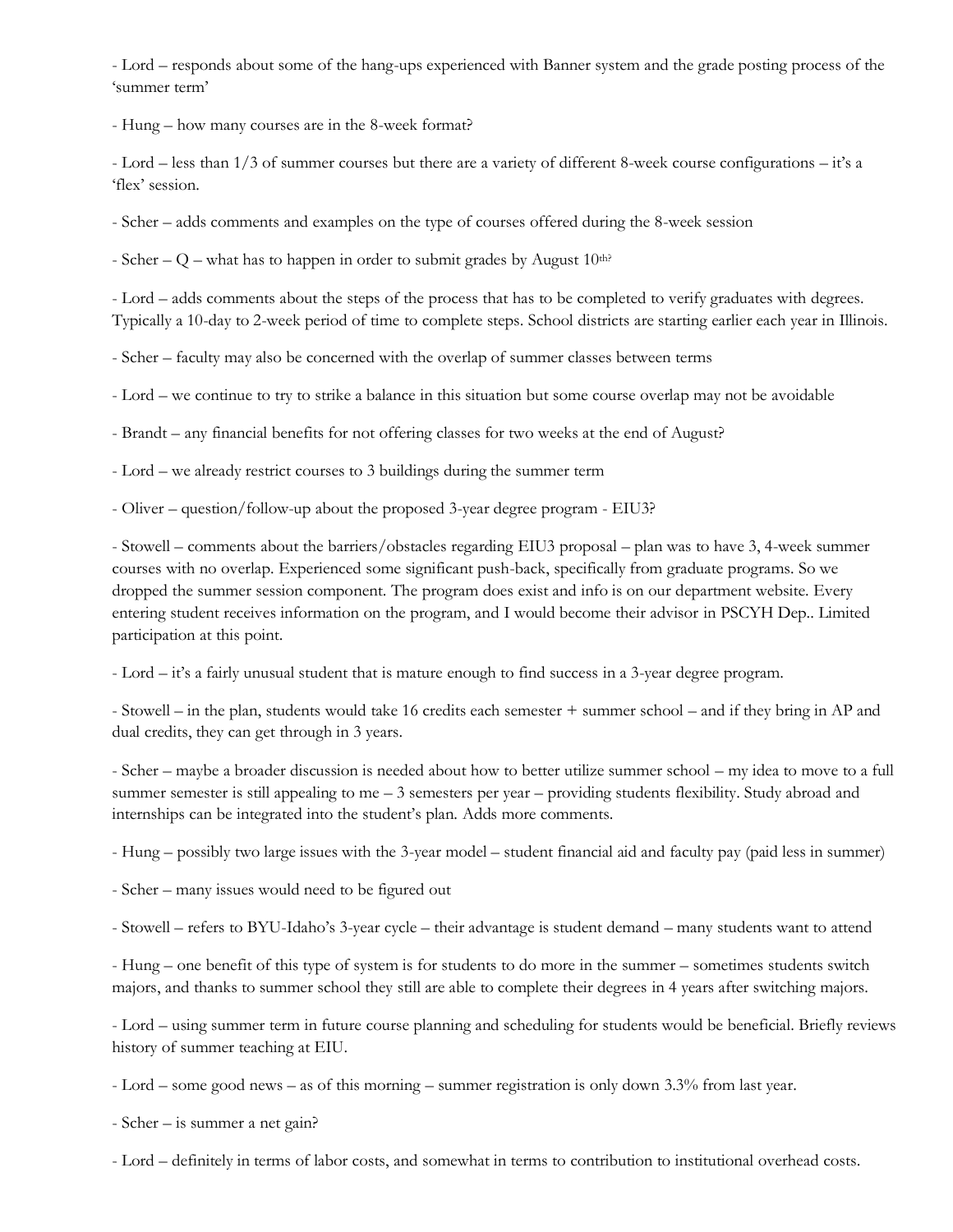- Lord – responds about some of the hang-ups experienced with Banner system and the grade posting process of the 'summer term'

- Hung – how many courses are in the 8-week format?

- Lord – less than 1/3 of summer courses but there are a variety of different 8-week course configurations – it's a 'flex' session.

- Scher – adds comments and examples on the type of courses offered during the 8-week session

- Scher – Q – what has to happen in order to submit grades by August 10th?

- Lord – adds comments about the steps of the process that has to be completed to verify graduates with degrees. Typically a 10-day to 2-week period of time to complete steps. School districts are starting earlier each year in Illinois.

- Scher – faculty may also be concerned with the overlap of summer classes between terms

- Lord – we continue to try to strike a balance in this situation but some course overlap may not be avoidable

- Brandt – any financial benefits for not offering classes for two weeks at the end of August?

- Lord – we already restrict courses to 3 buildings during the summer term

- Oliver – question/follow-up about the proposed 3-year degree program - EIU3?

- Stowell – comments about the barriers/obstacles regarding EIU3 proposal – plan was to have 3, 4-week summer courses with no overlap. Experienced some significant push-back, specifically from graduate programs. So we dropped the summer session component. The program does exist and info is on our department website. Every entering student receives information on the program, and I would become their advisor in PSCYH Dep.. Limited participation at this point.

- Lord – it's a fairly unusual student that is mature enough to find success in a 3-year degree program.

- Stowell – in the plan, students would take 16 credits each semester + summer school – and if they bring in AP and dual credits, they can get through in 3 years.

- Scher – maybe a broader discussion is needed about how to better utilize summer school – my idea to move to a full summer semester is still appealing to me – 3 semesters per year – providing students flexibility. Study abroad and internships can be integrated into the student's plan. Adds more comments.

- Hung – possibly two large issues with the 3-year model – student financial aid and faculty pay (paid less in summer)

- Scher – many issues would need to be figured out

- Stowell – refers to BYU-Idaho's 3-year cycle – their advantage is student demand – many students want to attend

- Hung – one benefit of this type of system is for students to do more in the summer – sometimes students switch majors, and thanks to summer school they still are able to complete their degrees in 4 years after switching majors.

- Lord – using summer term in future course planning and scheduling for students would be beneficial. Briefly reviews history of summer teaching at EIU.

- Lord – some good news – as of this morning – summer registration is only down 3.3% from last year.

- Scher – is summer a net gain?

- Lord – definitely in terms of labor costs, and somewhat in terms to contribution to institutional overhead costs.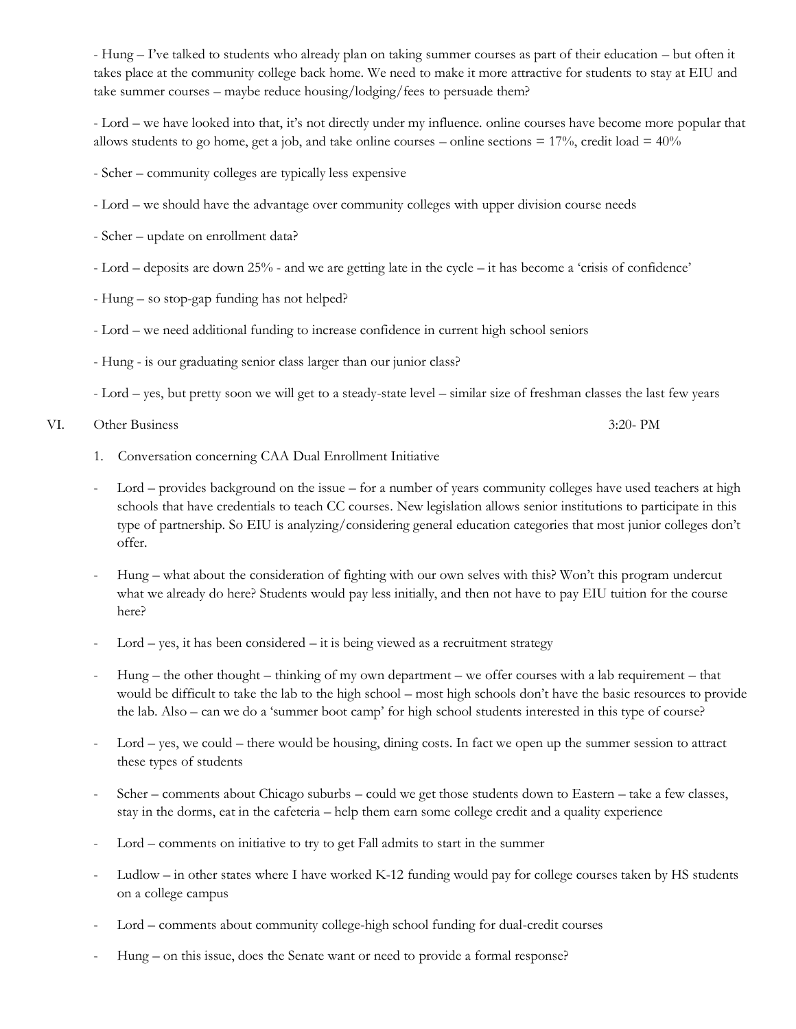- Hung – I've talked to students who already plan on taking summer courses as part of their education – but often it takes place at the community college back home. We need to make it more attractive for students to stay at EIU and take summer courses – maybe reduce housing/lodging/fees to persuade them?

- Lord – we have looked into that, it's not directly under my influence. online courses have become more popular that allows students to go home, get a job, and take online courses – online sections = 17%, credit load = 40%

- Scher – community colleges are typically less expensive

- Lord – we should have the advantage over community colleges with upper division course needs

- Scher – update on enrollment data?

- Lord – deposits are down 25% - and we are getting late in the cycle – it has become a 'crisis of confidence'

- Hung – so stop-gap funding has not helped?

- Lord – we need additional funding to increase confidence in current high school seniors

- Hung - is our graduating senior class larger than our junior class?

- Lord – yes, but pretty soon we will get to a steady-state level – similar size of freshman classes the last few years

VI. Other Business 3:20- PM

1. Conversation concerning CAA Dual Enrollment Initiative

- Lord – provides background on the issue – for a number of years community colleges have used teachers at high schools that have credentials to teach CC courses. New legislation allows senior institutions to participate in this type of partnership. So EIU is analyzing/considering general education categories that most junior colleges don't offer.

- Hung – what about the consideration of fighting with our own selves with this? Won't this program undercut what we already do here? Students would pay less initially, and then not have to pay EIU tuition for the course here?

- Lord – yes, it has been considered – it is being viewed as a recruitment strategy

- Hung – the other thought – thinking of my own department – we offer courses with a lab requirement – that would be difficult to take the lab to the high school – most high schools don't have the basic resources to provide the lab. Also – can we do a 'summer boot camp' for high school students interested in this type of course?

- Lord – yes, we could – there would be housing, dining costs. In fact we open up the summer session to attract these types of students

- Scher – comments about Chicago suburbs – could we get those students down to Eastern – take a few classes, stay in the dorms, eat in the cafeteria – help them earn some college credit and a quality experience

- Lord – comments on initiative to try to get Fall admits to start in the summer

- Ludlow – in other states where I have worked K-12 funding would pay for college courses taken by HS students on a college campus

- Lord – comments about community college-high school funding for dual-credit courses

- Hung – on this issue, does the Senate want or need to provide a formal response?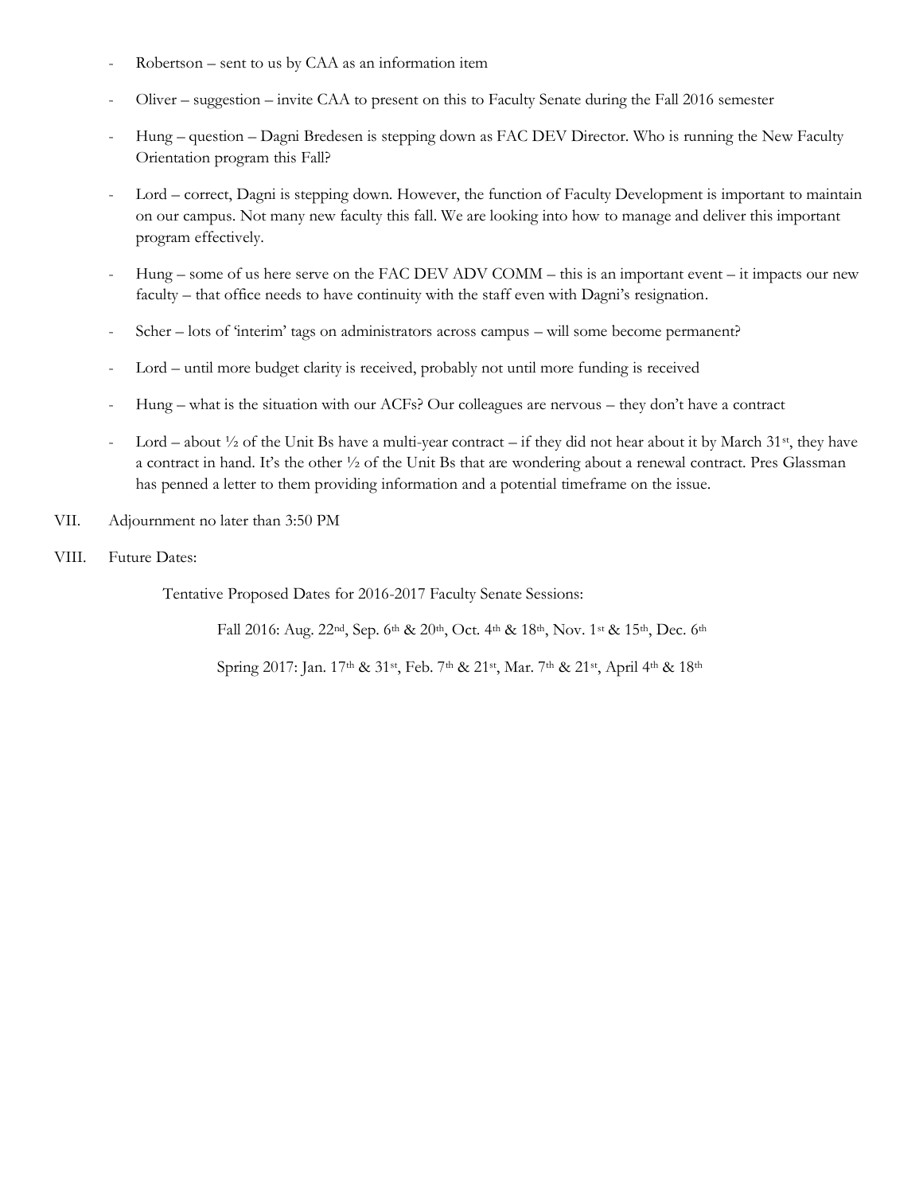- Robertson – sent to us by CAA as an information item
- Oliver – suggestion – invite CAA to present on this to Faculty Senate during the Fall 2016 semester
- Hung – question – Dagni Bredesen is stepping down as FAC DEV Director. Who is running the New Faculty Orientation program this Fall?
- Lord – correct, Dagni is stepping down. However, the function of Faculty Development is important to maintain on our campus. Not many new faculty this fall. We are looking into how to manage and deliver this important program effectively.
- Hung – some of us here serve on the FAC DEV ADV COMM – this is an important event – it impacts our new faculty – that office needs to have continuity with the staff even with Dagni's resignation.
- Scher – lots of 'interim' tags on administrators across campus – will some become permanent?
- Lord – until more budget clarity is received, probably not until more funding is received
- Hung – what is the situation with our ACFs? Our colleagues are nervous – they don't have a contract
- Lord – about ½ of the Unit Bs have a multi-year contract – if they did not hear about it by March 31st, they have a contract in hand. It's the other ½ of the Unit Bs that are wondering about a renewal contract. Pres Glassman has penned a letter to them providing information and a potential timeframe on the issue.

VII. Adjournment no later than 3:50 PM

VIII. Future Dates:

Tentative Proposed Dates for 2016-2017 Faculty Senate Sessions:

Fall 2016: Aug. 22nd, Sep. 6th & 20th, Oct. 4th & 18th, Nov. 1st & 15th, Dec. 6th

Spring 2017: Jan. 17th & 31st, Feb. 7th & 21st, Mar. 7th & 21st, April 4th & 18th